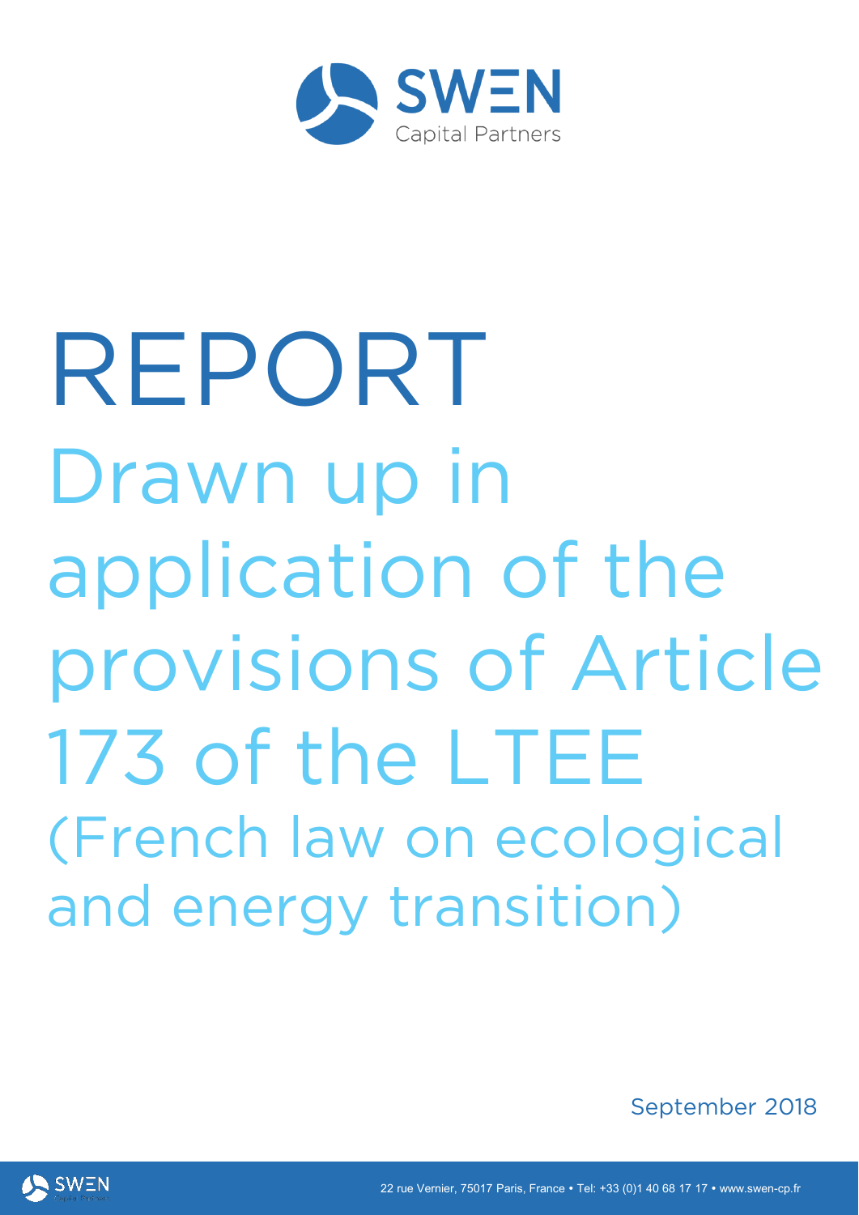SWEN
Capital Partners

# REPORT

## Drawn up in application of the provisions of Article 173 of the LTEE

(French law on ecological and energy transition)

September 2018

22 rue Vernier, 75017 Paris, France • Tel: +33 (0)1 40 68 17 17 • www.swen-cp.fr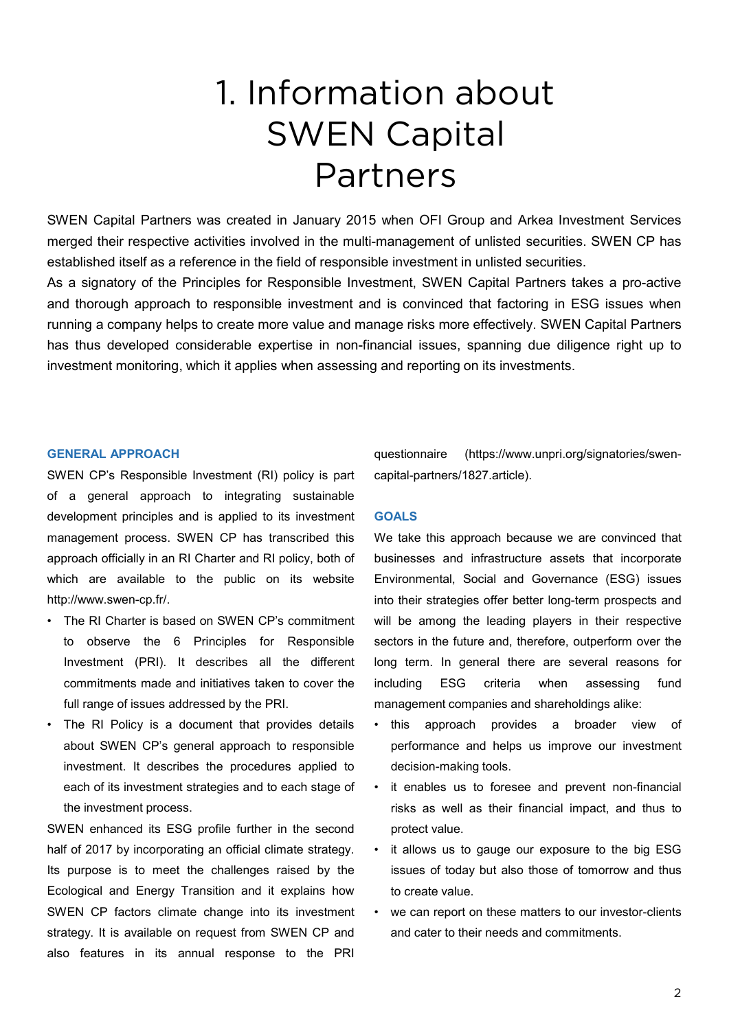# 1. Information about SWEN Capital Partners

SWEN Capital Partners was created in January 2015 when OFI Group and Arkea Investment Services merged their respective activities involved in the multi-management of unlisted securities. SWEN CP has established itself as a reference in the field of responsible investment in unlisted securities.

As a signatory of the Principles for Responsible Investment, SWEN Capital Partners takes a pro-active and thorough approach to responsible investment and is convinced that factoring in ESG issues when running a company helps to create more value and manage risks more effectively. SWEN Capital Partners has thus developed considerable expertise in non-financial issues, spanning due diligence right up to investment monitoring, which it applies when assessing and reporting on its investments.

## GENERAL APPROACH

SWEN CP's Responsible Investment (RI) policy is part of a general approach to integrating sustainable development principles and is applied to its investment management process. SWEN CP has transcribed this approach officially in an RI Charter and RI policy, both of which are available to the public on its website http://www.swen-cp.fr/.

- The RI Charter is based on SWEN CP's commitment to observe the 6 Principles for Responsible Investment (PRI). It describes all the different commitments made and initiatives taken to cover the full range of issues addressed by the PRI.
- The RI Policy is a document that provides details about SWEN CP's general approach to responsible investment. It describes the procedures applied to each of its investment strategies and to each stage of the investment process.

SWEN enhanced its ESG profile further in the second half of 2017 by incorporating an official climate strategy. Its purpose is to meet the challenges raised by the Ecological and Energy Transition and it explains how SWEN CP factors climate change into its investment strategy. It is available on request from SWEN CP and also features in its annual response to the PRI questionnaire (https://www.unpri.org/signatories/swen-capital-partners/1827.article).

## GOALS

We take this approach because we are convinced that businesses and infrastructure assets that incorporate Environmental, Social and Governance (ESG) issues into their strategies offer better long-term prospects and will be among the leading players in their respective sectors in the future and, therefore, outperform over the long term. In general there are several reasons for including ESG criteria when assessing fund management companies and shareholdings alike:

- this approach provides a broader view of performance and helps us improve our investment decision-making tools.
- it enables us to foresee and prevent non-financial risks as well as their financial impact, and thus to protect value.
- it allows us to gauge our exposure to the big ESG issues of today but also those of tomorrow and thus to create value.
- we can report on these matters to our investor-clients and cater to their needs and commitments.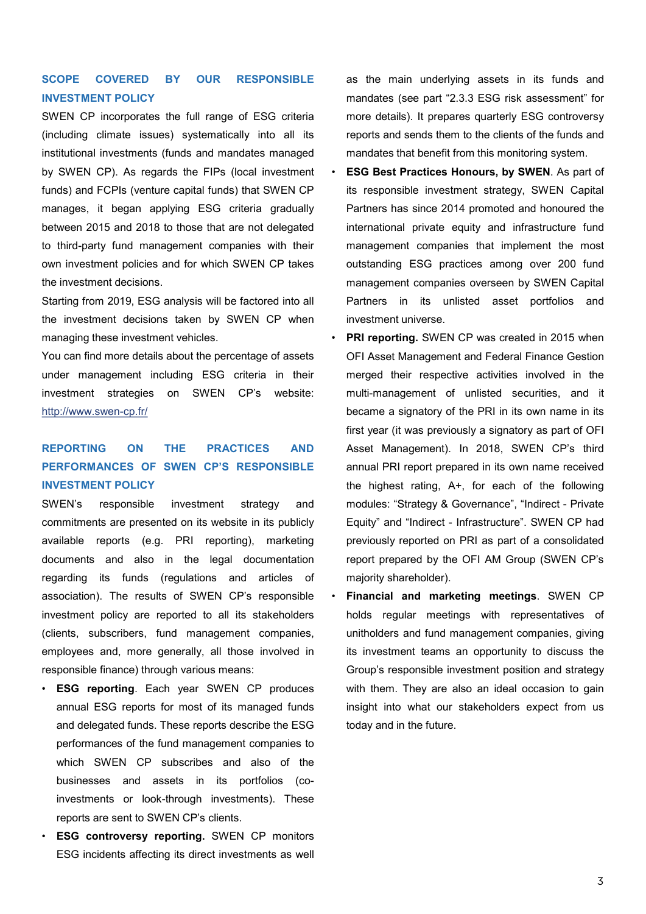## SCOPE COVERED BY OUR RESPONSIBLE INVESTMENT POLICY

SWEN CP incorporates the full range of ESG criteria (including climate issues) systematically into all its institutional investments (funds and mandates managed by SWEN CP). As regards the FIPs (local investment funds) and FCPIs (venture capital funds) that SWEN CP manages, it began applying ESG criteria gradually between 2015 and 2018 to those that are not delegated to third-party fund management companies with their own investment policies and for which SWEN CP takes the investment decisions.

Starting from 2019, ESG analysis will be factored into all the investment decisions taken by SWEN CP when managing these investment vehicles.

You can find more details about the percentage of assets under management including ESG criteria in their investment strategies on SWEN CP's website: http://www.swen-cp.fr/

## REPORTING ON THE PRACTICES AND PERFORMANCES OF SWEN CP'S RESPONSIBLE INVESTMENT POLICY

SWEN's responsible investment strategy and commitments are presented on its website in its publicly available reports (e.g. PRI reporting), marketing documents and also in the legal documentation regarding its funds (regulations and articles of association). The results of SWEN CP's responsible investment policy are reported to all its stakeholders (clients, subscribers, fund management companies, employees and, more generally, all those involved in responsible finance) through various means:

- **ESG reporting**. Each year SWEN CP produces annual ESG reports for most of its managed funds and delegated funds. These reports describe the ESG performances of the fund management companies to which SWEN CP subscribes and also of the businesses and assets in its portfolios (co-investments or look-through investments). These reports are sent to SWEN CP's clients.
- **ESG controversy reporting.** SWEN CP monitors ESG incidents affecting its direct investments as well as the main underlying assets in its funds and mandates (see part "2.3.3 ESG risk assessment" for more details). It prepares quarterly ESG controversy reports and sends them to the clients of the funds and mandates that benefit from this monitoring system.
- **ESG Best Practices Honours, by SWEN**. As part of its responsible investment strategy, SWEN Capital Partners has since 2014 promoted and honoured the international private equity and infrastructure fund management companies that implement the most outstanding ESG practices among over 200 fund management companies overseen by SWEN Capital Partners in its unlisted asset portfolios and investment universe.
- **PRI reporting.** SWEN CP was created in 2015 when OFI Asset Management and Federal Finance Gestion merged their respective activities involved in the multi-management of unlisted securities, and it became a signatory of the PRI in its own name in its first year (it was previously a signatory as part of OFI Asset Management). In 2018, SWEN CP's third annual PRI report prepared in its own name received the highest rating, A+, for each of the following modules: "Strategy & Governance", "Indirect - Private Equity" and "Indirect - Infrastructure". SWEN CP had previously reported on PRI as part of a consolidated report prepared by the OFI AM Group (SWEN CP's majority shareholder).
- **Financial and marketing meetings**. SWEN CP holds regular meetings with representatives of unitholders and fund management companies, giving its investment teams an opportunity to discuss the Group's responsible investment position and strategy with them. They are also an ideal occasion to gain insight into what our stakeholders expect from us today and in the future.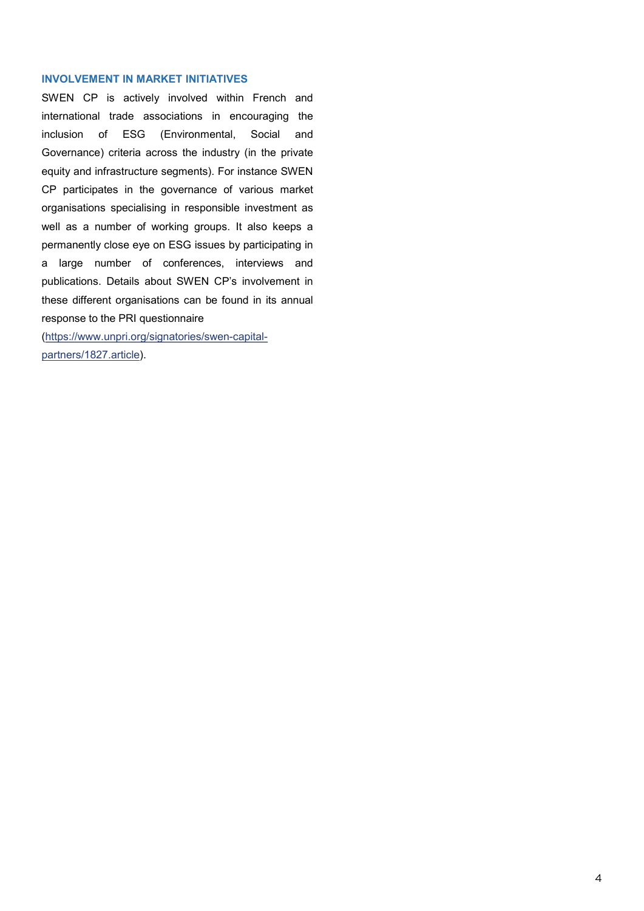## INVOLVEMENT IN MARKET INITIATIVES

SWEN CP is actively involved within French and international trade associations in encouraging the inclusion of ESG (Environmental, Social and Governance) criteria across the industry (in the private equity and infrastructure segments). For instance SWEN CP participates in the governance of various market organisations specialising in responsible investment as well as a number of working groups. It also keeps a permanently close eye on ESG issues by participating in a large number of conferences, interviews and publications. Details about SWEN CP's involvement in these different organisations can be found in its annual response to the PRI questionnaire (https://www.unpri.org/signatories/swen-capital-partners/1827.article).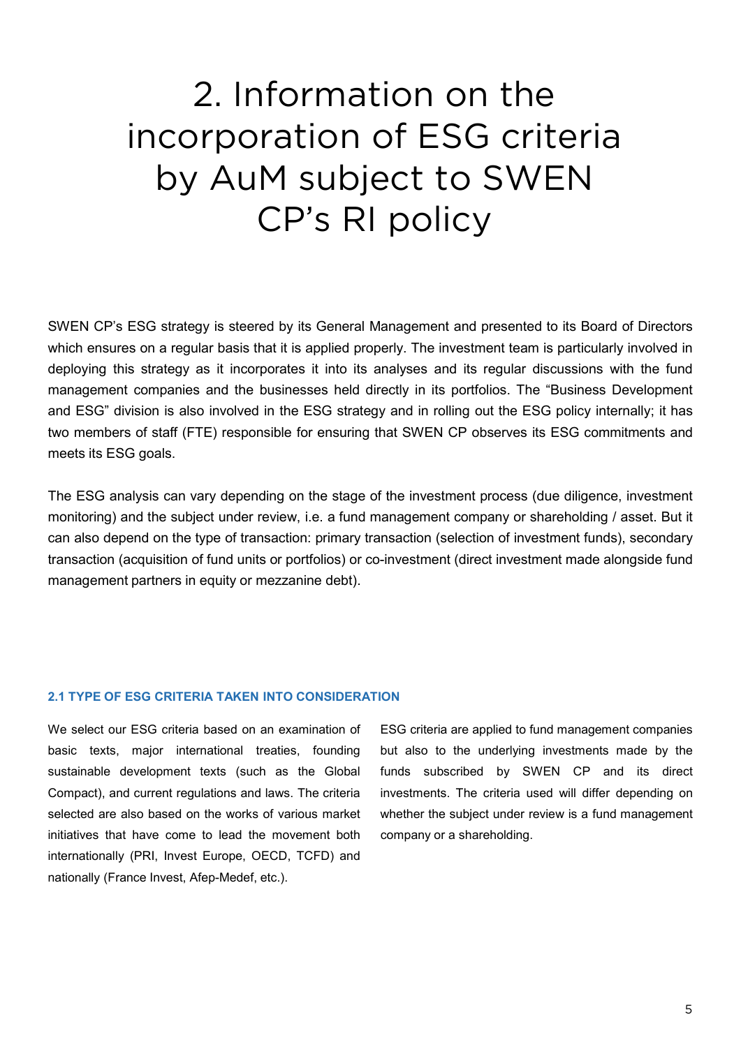# 2. Information on the incorporation of ESG criteria by AuM subject to SWEN CP's RI policy

SWEN CP's ESG strategy is steered by its General Management and presented to its Board of Directors which ensures on a regular basis that it is applied properly. The investment team is particularly involved in deploying this strategy as it incorporates it into its analyses and its regular discussions with the fund management companies and the businesses held directly in its portfolios. The "Business Development and ESG" division is also involved in the ESG strategy and in rolling out the ESG policy internally; it has two members of staff (FTE) responsible for ensuring that SWEN CP observes its ESG commitments and meets its ESG goals.

The ESG analysis can vary depending on the stage of the investment process (due diligence, investment monitoring) and the subject under review, i.e. a fund management company or shareholding / asset. But it can also depend on the type of transaction: primary transaction (selection of investment funds), secondary transaction (acquisition of fund units or portfolios) or co-investment (direct investment made alongside fund management partners in equity or mezzanine debt).

### 2.1 TYPE OF ESG CRITERIA TAKEN INTO CONSIDERATION

We select our ESG criteria based on an examination of basic texts, major international treaties, founding sustainable development texts (such as the Global Compact), and current regulations and laws. The criteria selected are also based on the works of various market initiatives that have come to lead the movement both internationally (PRI, Invest Europe, OECD, TCFD) and nationally (France Invest, Afep-Medef, etc.).

ESG criteria are applied to fund management companies but also to the underlying investments made by the funds subscribed by SWEN CP and its direct investments. The criteria used will differ depending on whether the subject under review is a fund management company or a shareholding.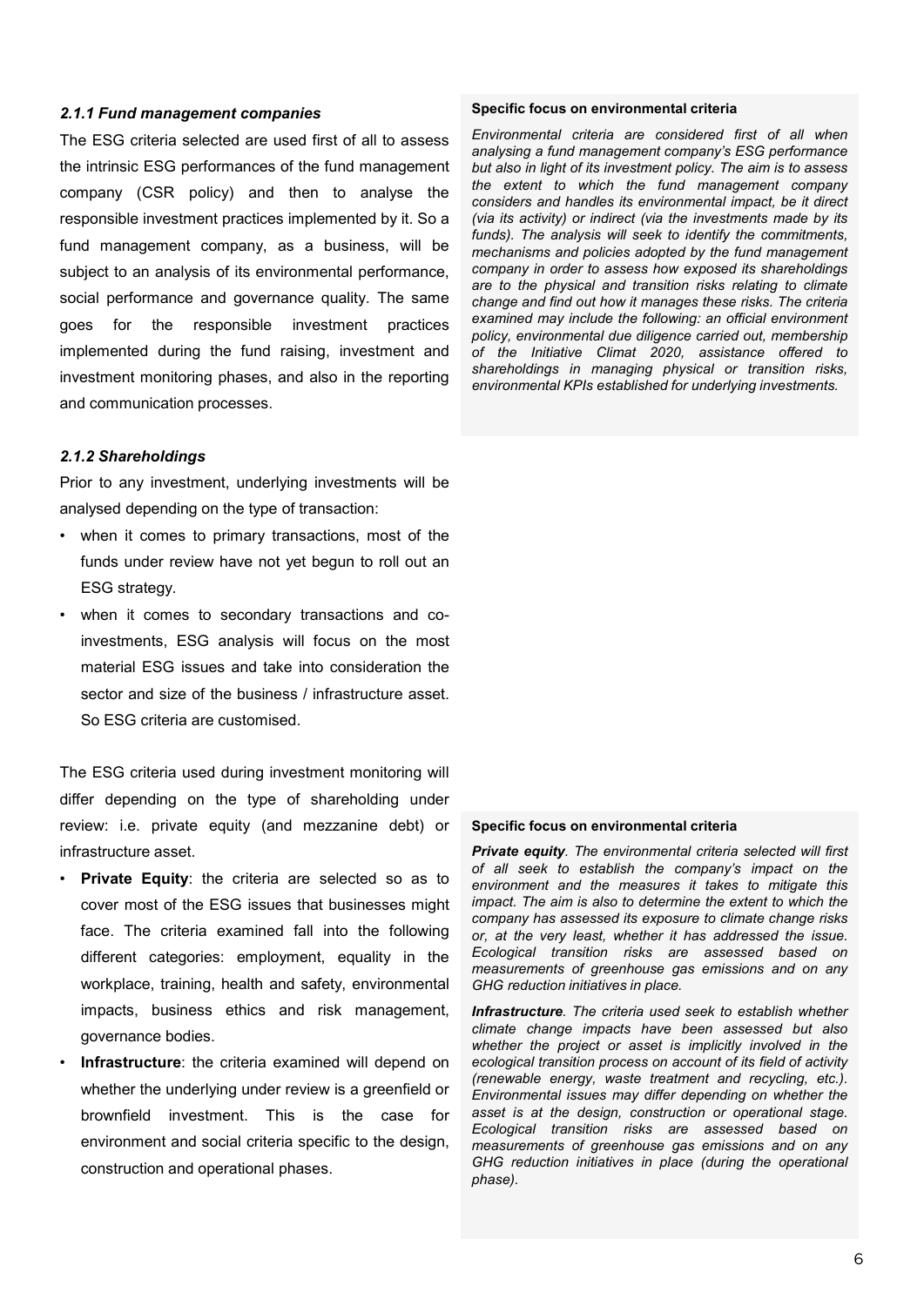### *2.1.1 Fund management companies*

The ESG criteria selected are used first of all to assess the intrinsic ESG performances of the fund management company (CSR policy) and then to analyse the responsible investment practices implemented by it. So a fund management company, as a business, will be subject to an analysis of its environmental performance, social performance and governance quality. The same goes for the responsible investment practices implemented during the fund raising, investment and investment monitoring phases, and also in the reporting and communication processes.

**Specific focus on environmental criteria**

*Environmental criteria are considered first of all when analysing a fund management company's ESG performance but also in light of its investment policy. The aim is to assess the extent to which the fund management company considers and handles its environmental impact, be it direct (via its activity) or indirect (via the investments made by its funds). The analysis will seek to identify the commitments, mechanisms and policies adopted by the fund management company in order to assess how exposed its shareholdings are to the physical and transition risks relating to climate change and find out how it manages these risks. The criteria examined may include the following: an official environment policy, environmental due diligence carried out, membership of the Initiative Climat 2020, assistance offered to shareholdings in managing physical or transition risks, environmental KPIs established for underlying investments.*

### *2.1.2 Shareholdings*

Prior to any investment, underlying investments will be analysed depending on the type of transaction:

- when it comes to primary transactions, most of the funds under review have not yet begun to roll out an ESG strategy.
- when it comes to secondary transactions and co-investments, ESG analysis will focus on the most material ESG issues and take into consideration the sector and size of the business / infrastructure asset. So ESG criteria are customised.

The ESG criteria used during investment monitoring will differ depending on the type of shareholding under review: i.e. private equity (and mezzanine debt) or infrastructure asset.

- **Private Equity**: the criteria are selected so as to cover most of the ESG issues that businesses might face. The criteria examined fall into the following different categories: employment, equality in the workplace, training, health and safety, environmental impacts, business ethics and risk management, governance bodies.
- **Infrastructure**: the criteria examined will depend on whether the underlying under review is a greenfield or brownfield investment. This is the case for environment and social criteria specific to the design, construction and operational phases.

**Specific focus on environmental criteria**

***Private equity****. The environmental criteria selected will first of all seek to establish the company's impact on the environment and the measures it takes to mitigate this impact. The aim is also to determine the extent to which the company has assessed its exposure to climate change risks or, at the very least, whether it has addressed the issue. Ecological transition risks are assessed based on measurements of greenhouse gas emissions and on any GHG reduction initiatives in place.*

***Infrastructure****. The criteria used seek to establish whether climate change impacts have been assessed but also whether the project or asset is implicitly involved in the ecological transition process on account of its field of activity (renewable energy, waste treatment and recycling, etc.). Environmental issues may differ depending on whether the asset is at the design, construction or operational stage. Ecological transition risks are assessed based on measurements of greenhouse gas emissions and on any GHG reduction initiatives in place (during the operational phase).*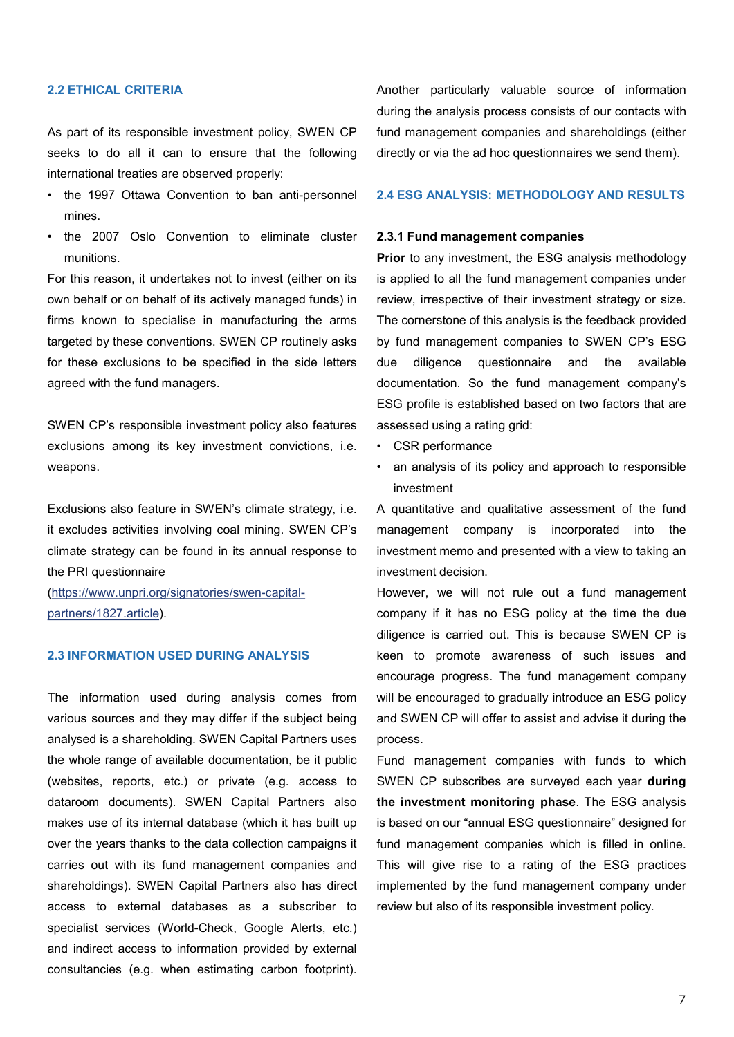## 2.2 ETHICAL CRITERIA

As part of its responsible investment policy, SWEN CP seeks to do all it can to ensure that the following international treaties are observed properly:

- the 1997 Ottawa Convention to ban anti-personnel mines.
- the 2007 Oslo Convention to eliminate cluster munitions.

For this reason, it undertakes not to invest (either on its own behalf or on behalf of its actively managed funds) in firms known to specialise in manufacturing the arms targeted by these conventions. SWEN CP routinely asks for these exclusions to be specified in the side letters agreed with the fund managers.

SWEN CP's responsible investment policy also features exclusions among its key investment convictions, i.e. weapons.

Exclusions also feature in SWEN's climate strategy, i.e. it excludes activities involving coal mining. SWEN CP's climate strategy can be found in its annual response to the PRI questionnaire ([https://www.unpri.org/signatories/swen-capital-partners/1827.article](https://www.unpri.org/signatories/swen-capital-partners/1827.article)).

## 2.3 INFORMATION USED DURING ANALYSIS

The information used during analysis comes from various sources and they may differ if the subject being analysed is a shareholding. SWEN Capital Partners uses the whole range of available documentation, be it public (websites, reports, etc.) or private (e.g. access to dataroom documents). SWEN Capital Partners also makes use of its internal database (which it has built up over the years thanks to the data collection campaigns it carries out with its fund management companies and shareholdings). SWEN Capital Partners also has direct access to external databases as a subscriber to specialist services (World-Check, Google Alerts, etc.) and indirect access to information provided by external consultancies (e.g. when estimating carbon footprint).

Another particularly valuable source of information during the analysis process consists of our contacts with fund management companies and shareholdings (either directly or via the ad hoc questionnaires we send them).

## 2.4 ESG ANALYSIS: METHODOLOGY AND RESULTS

### 2.3.1 Fund management companies

**Prior** to any investment, the ESG analysis methodology is applied to all the fund management companies under review, irrespective of their investment strategy or size. The cornerstone of this analysis is the feedback provided by fund management companies to SWEN CP's ESG due diligence questionnaire and the available documentation. So the fund management company's ESG profile is established based on two factors that are assessed using a rating grid:

- CSR performance
- an analysis of its policy and approach to responsible investment

A quantitative and qualitative assessment of the fund management company is incorporated into the investment memo and presented with a view to taking an investment decision.

However, we will not rule out a fund management company if it has no ESG policy at the time the due diligence is carried out. This is because SWEN CP is keen to promote awareness of such issues and encourage progress. The fund management company will be encouraged to gradually introduce an ESG policy and SWEN CP will offer to assist and advise it during the process.

Fund management companies with funds to which SWEN CP subscribes are surveyed each year **during the investment monitoring phase**. The ESG analysis is based on our "annual ESG questionnaire" designed for fund management companies which is filled in online. This will give rise to a rating of the ESG practices implemented by the fund management company under review but also of its responsible investment policy.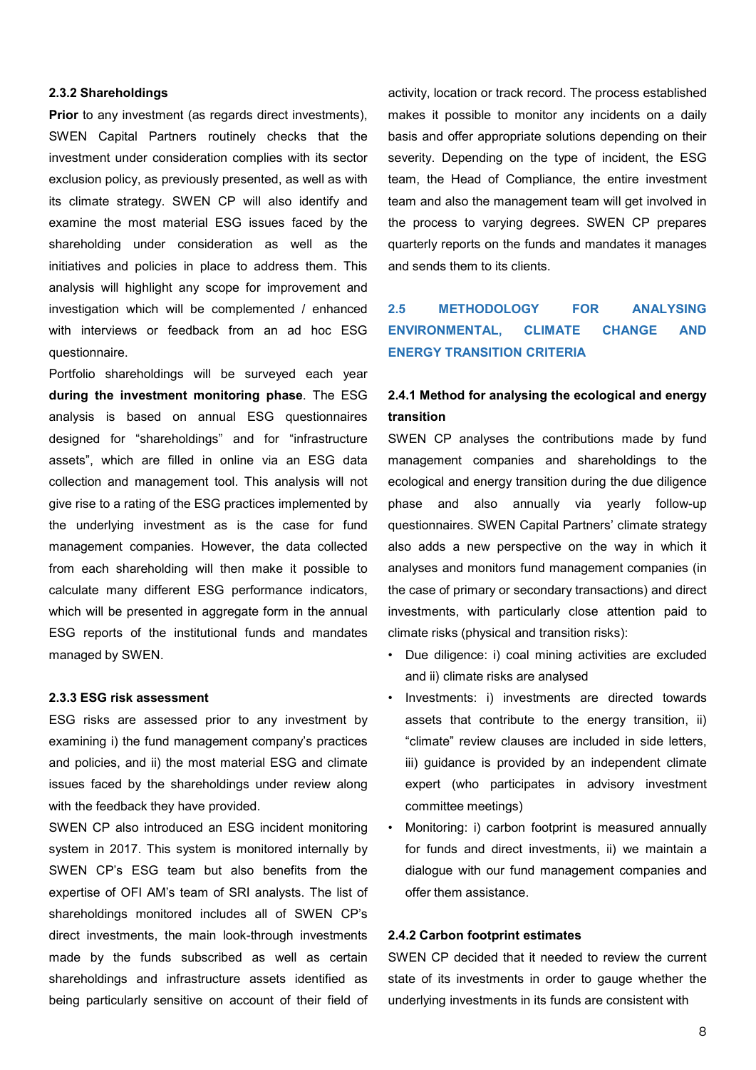### 2.3.2 Shareholdings

**Prior** to any investment (as regards direct investments), SWEN Capital Partners routinely checks that the investment under consideration complies with its sector exclusion policy, as previously presented, as well as with its climate strategy. SWEN CP will also identify and examine the most material ESG issues faced by the shareholding under consideration as well as the initiatives and policies in place to address them. This analysis will highlight any scope for improvement and investigation which will be complemented / enhanced with interviews or feedback from an ad hoc ESG questionnaire.

Portfolio shareholdings will be surveyed each year **during the investment monitoring phase**. The ESG analysis is based on annual ESG questionnaires designed for "shareholdings" and for "infrastructure assets", which are filled in online via an ESG data collection and management tool. This analysis will not give rise to a rating of the ESG practices implemented by the underlying investment as is the case for fund management companies. However, the data collected from each shareholding will then make it possible to calculate many different ESG performance indicators, which will be presented in aggregate form in the annual ESG reports of the institutional funds and mandates managed by SWEN.

### 2.3.3 ESG risk assessment

ESG risks are assessed prior to any investment by examining i) the fund management company's practices and policies, and ii) the most material ESG and climate issues faced by the shareholdings under review along with the feedback they have provided.

SWEN CP also introduced an ESG incident monitoring system in 2017. This system is monitored internally by SWEN CP's ESG team but also benefits from the expertise of OFI AM's team of SRI analysts. The list of shareholdings monitored includes all of SWEN CP's direct investments, the main look-through investments made by the funds subscribed as well as certain shareholdings and infrastructure assets identified as being particularly sensitive on account of their field of activity, location or track record. The process established makes it possible to monitor any incidents on a daily basis and offer appropriate solutions depending on their severity. Depending on the type of incident, the ESG team, the Head of Compliance, the entire investment team and also the management team will get involved in the process to varying degrees. SWEN CP prepares quarterly reports on the funds and mandates it manages and sends them to its clients.

## 2.5 METHODOLOGY FOR ANALYSING ENVIRONMENTAL, CLIMATE CHANGE AND ENERGY TRANSITION CRITERIA

### 2.4.1 Method for analysing the ecological and energy transition

SWEN CP analyses the contributions made by fund management companies and shareholdings to the ecological and energy transition during the due diligence phase and also annually via yearly follow-up questionnaires. SWEN Capital Partners' climate strategy also adds a new perspective on the way in which it analyses and monitors fund management companies (in the case of primary or secondary transactions) and direct investments, with particularly close attention paid to climate risks (physical and transition risks):

- Due diligence: i) coal mining activities are excluded and ii) climate risks are analysed
- Investments: i) investments are directed towards assets that contribute to the energy transition, ii) "climate" review clauses are included in side letters, iii) guidance is provided by an independent climate expert (who participates in advisory investment committee meetings)
- Monitoring: i) carbon footprint is measured annually for funds and direct investments, ii) we maintain a dialogue with our fund management companies and offer them assistance.

### 2.4.2 Carbon footprint estimates

SWEN CP decided that it needed to review the current state of its investments in order to gauge whether the underlying investments in its funds are consistent with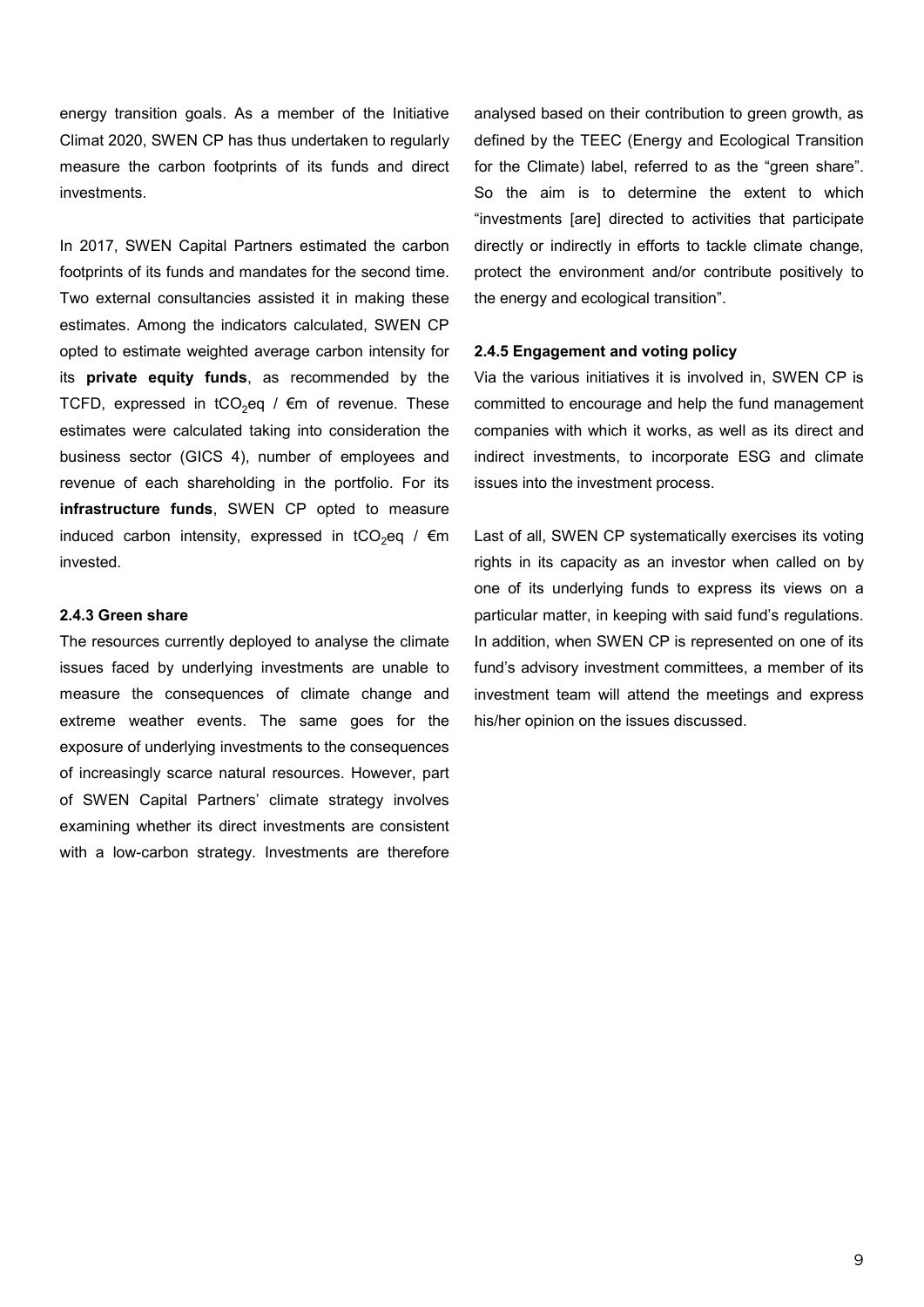energy transition goals. As a member of the Initiative Climat 2020, SWEN CP has thus undertaken to regularly measure the carbon footprints of its funds and direct investments.

In 2017, SWEN Capital Partners estimated the carbon footprints of its funds and mandates for the second time. Two external consultancies assisted it in making these estimates. Among the indicators calculated, SWEN CP opted to estimate weighted average carbon intensity for its **private equity funds**, as recommended by the TCFD, expressed in $tCO_2eq$ / €m of revenue. These estimates were calculated taking into consideration the business sector (GICS 4), number of employees and revenue of each shareholding in the portfolio. For its **infrastructure funds**, SWEN CP opted to measure induced carbon intensity, expressed in $tCO_2eq$ / €m invested.

#### 2.4.3 Green share

The resources currently deployed to analyse the climate issues faced by underlying investments are unable to measure the consequences of climate change and extreme weather events. The same goes for the exposure of underlying investments to the consequences of increasingly scarce natural resources. However, part of SWEN Capital Partners' climate strategy involves examining whether its direct investments are consistent with a low-carbon strategy. Investments are therefore analysed based on their contribution to green growth, as defined by the TEEC (Energy and Ecological Transition for the Climate) label, referred to as the "green share". So the aim is to determine the extent to which "investments [are] directed to activities that participate directly or indirectly in efforts to tackle climate change, protect the environment and/or contribute positively to the energy and ecological transition".

#### 2.4.5 Engagement and voting policy

Via the various initiatives it is involved in, SWEN CP is committed to encourage and help the fund management companies with which it works, as well as its direct and indirect investments, to incorporate ESG and climate issues into the investment process.

Last of all, SWEN CP systematically exercises its voting rights in its capacity as an investor when called on by one of its underlying funds to express its views on a particular matter, in keeping with said fund's regulations. In addition, when SWEN CP is represented on one of its fund's advisory investment committees, a member of its investment team will attend the meetings and express his/her opinion on the issues discussed.